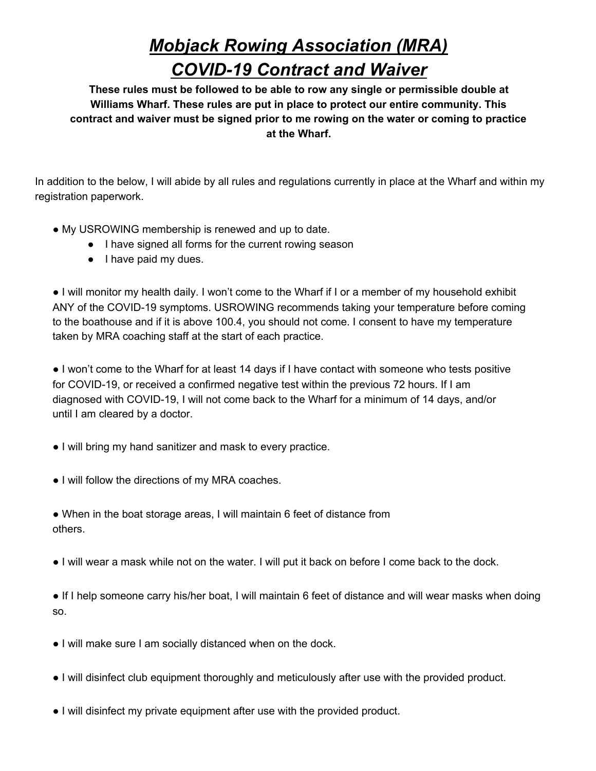# ***Mobjack Rowing Association (MRA)***
# ***COVID-19 Contract and Waiver***

**These rules must be followed to be able to row any single or permissible double at Williams Wharf. These rules are put in place to protect our entire community. This contract and waiver must be signed prior to me rowing on the water or coming to practice at the Wharf.**

In addition to the below, I will abide by all rules and regulations currently in place at the Wharf and within my registration paperwork.

- My USROWING membership is renewed and up to date.
  - I have signed all forms for the current rowing season
  - I have paid my dues.

- I will monitor my health daily. I won't come to the Wharf if I or a member of my household exhibit ANY of the COVID-19 symptoms. USROWING recommends taking your temperature before coming to the boathouse and if it is above 100.4, you should not come. I consent to have my temperature taken by MRA coaching staff at the start of each practice.

- I won't come to the Wharf for at least 14 days if I have contact with someone who tests positive for COVID-19, or received a confirmed negative test within the previous 72 hours. If I am diagnosed with COVID-19, I will not come back to the Wharf for a minimum of 14 days, and/or until I am cleared by a doctor.

- I will bring my hand sanitizer and mask to every practice.

- I will follow the directions of my MRA coaches.

- When in the boat storage areas, I will maintain 6 feet of distance from others.

- I will wear a mask while not on the water. I will put it back on before I come back to the dock.

- If I help someone carry his/her boat, I will maintain 6 feet of distance and will wear masks when doing so.

- I will make sure I am socially distanced when on the dock.

- I will disinfect club equipment thoroughly and meticulously after use with the provided product.

- I will disinfect my private equipment after use with the provided product.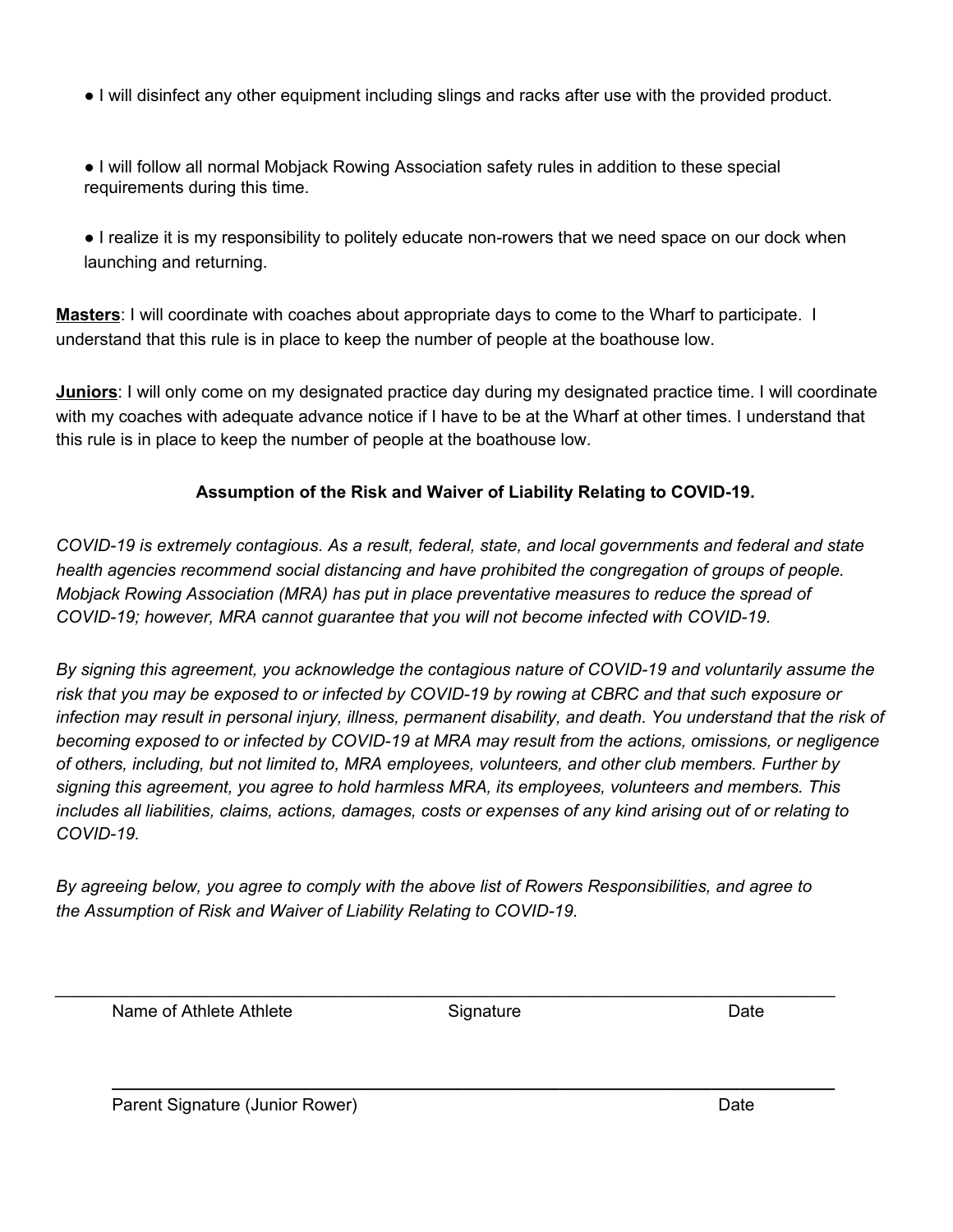- I will disinfect any other equipment including slings and racks after use with the provided product.

- I will follow all normal Mobjack Rowing Association safety rules in addition to these special requirements during this time.

- I realize it is my responsibility to politely educate non-rowers that we need space on our dock when launching and returning.

**Masters**: I will coordinate with coaches about appropriate days to come to the Wharf to participate. I understand that this rule is in place to keep the number of people at the boathouse low.

**Juniors**: I will only come on my designated practice day during my designated practice time. I will coordinate with my coaches with adequate advance notice if I have to be at the Wharf at other times. I understand that this rule is in place to keep the number of people at the boathouse low.

**Assumption of the Risk and Waiver of Liability Relating to COVID-19.**

*COVID-19 is extremely contagious. As a result, federal, state, and local governments and federal and state health agencies recommend social distancing and have prohibited the congregation of groups of people. Mobjack Rowing Association (MRA) has put in place preventative measures to reduce the spread of COVID-19; however, MRA cannot guarantee that you will not become infected with COVID-19.*

*By signing this agreement, you acknowledge the contagious nature of COVID-19 and voluntarily assume the risk that you may be exposed to or infected by COVID-19 by rowing at CBRC and that such exposure or infection may result in personal injury, illness, permanent disability, and death. You understand that the risk of becoming exposed to or infected by COVID-19 at MRA may result from the actions, omissions, or negligence of others, including, but not limited to, MRA employees, volunteers, and other club members. Further by signing this agreement, you agree to hold harmless MRA, its employees, volunteers and members. This includes all liabilities, claims, actions, damages, costs or expenses of any kind arising out of or relating to COVID-19.*

*By agreeing below, you agree to comply with the above list of Rowers Responsibilities, and agree to the Assumption of Risk and Waiver of Liability Relating to COVID-19.*

\_\_\_\_\_\_\_\_\_\_\_\_\_\_\_\_\_\_\_\_\_\_\_\_\_\_\_\_\_\_\_\_\_\_\_\_\_\_\_\_\_\_\_\_\_\_\_\_\_\_\_\_\_\_\_\_\_\_\_\_\_\_\_\_\_\_\_\_\_\_\_\_

Name of Athlete Athlete　　　　　　Signature　　　　　　Date

\_\_\_\_\_\_\_\_\_\_\_\_\_\_\_\_\_\_\_\_\_\_\_\_\_\_\_\_\_\_\_\_\_\_\_\_\_\_\_\_\_\_\_\_\_\_\_\_\_\_\_\_\_\_\_\_\_\_\_\_\_\_\_\_\_\_\_\_\_\_\_\_

Parent Signature (Junior Rower)　　　　　　Date